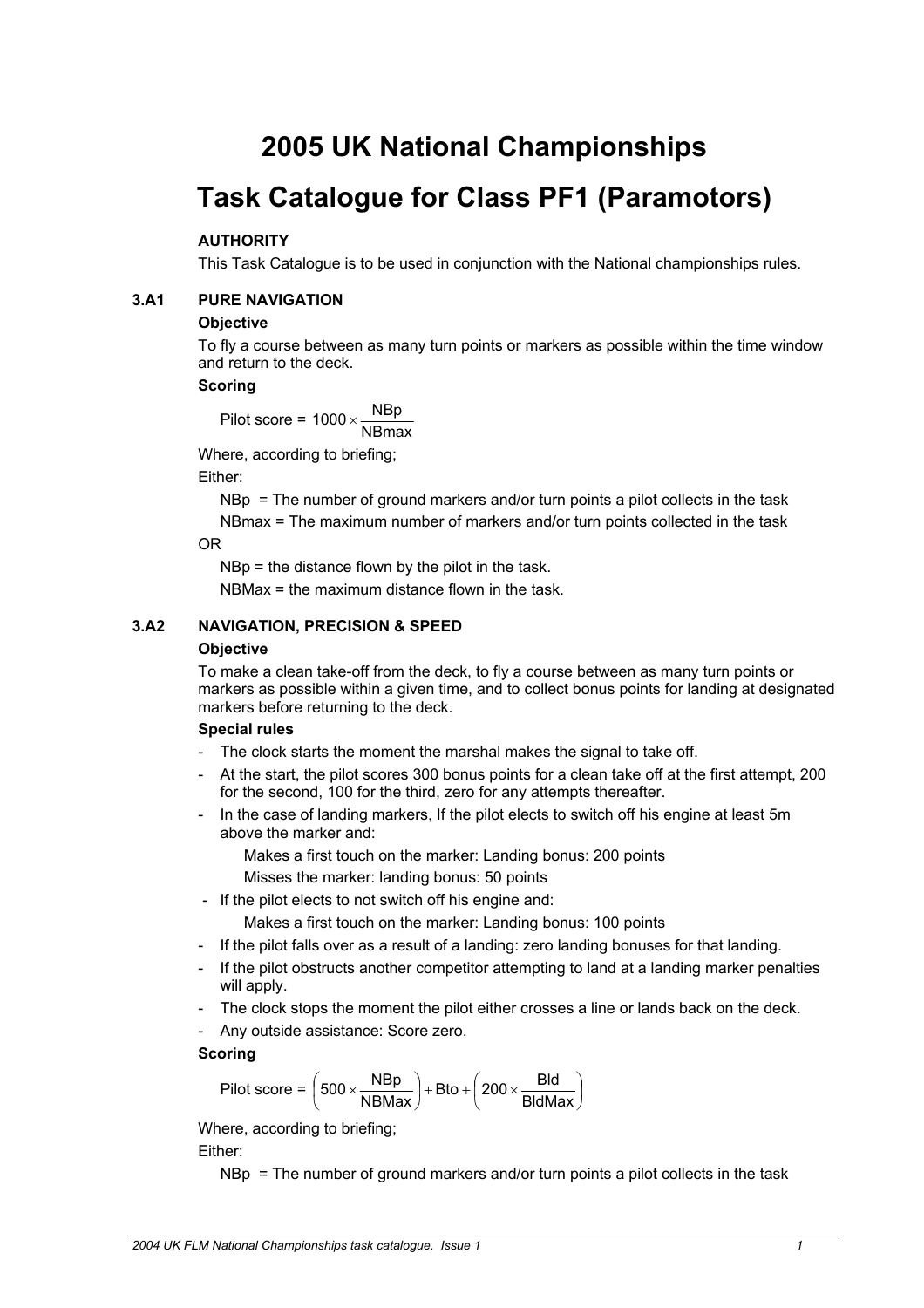# 2005 UK National Championships

# Task Catalogue for Class PF1 (Paramotors)

**AUTHORITY**

This Task Catalogue is to be used in conjunction with the National championships rules.

## 3.A1 PURE NAVIGATION

**Objective**

To fly a course between as many turn points or markers as possible within the time window and return to the deck.

**Scoring**

$$\text{Pilot score} = 1000 \times \frac{\text{NBp}}{\text{NBmax}}$$

Where, according to briefing;

Either:

NBp = The number of ground markers and/or turn points a pilot collects in the task

NBmax = The maximum number of markers and/or turn points collected in the task

OR

NBp = the distance flown by the pilot in the task.

NBMax = the maximum distance flown in the task.

## 3.A2 NAVIGATION, PRECISION & SPEED

**Objective**

To make a clean take-off from the deck, to fly a course between as many turn points or markers as possible within a given time, and to collect bonus points for landing at designated markers before returning to the deck.

**Special rules**

- The clock starts the moment the marshal makes the signal to take off.
- At the start, the pilot scores 300 bonus points for a clean take off at the first attempt, 200 for the second, 100 for the third, zero for any attempts thereafter.
- In the case of landing markers, If the pilot elects to switch off his engine at least 5m above the marker and:
  
  Makes a first touch on the marker: Landing bonus: 200 points
  
  Misses the marker: landing bonus: 50 points
- If the pilot elects to not switch off his engine and:
  
  Makes a first touch on the marker: Landing bonus: 100 points
- If the pilot falls over as a result of a landing: zero landing bonuses for that landing.
- If the pilot obstructs another competitor attempting to land at a landing marker penalties will apply.
- The clock stops the moment the pilot either crosses a line or lands back on the deck.
- Any outside assistance: Score zero.

**Scoring**

$$\text{Pilot score} = \left(500 \times \frac{\text{NBp}}{\text{NBMax}}\right) + \text{Bto} + \left(200 \times \frac{\text{Bld}}{\text{BldMax}}\right)$$

Where, according to briefing;

Either:

NBp = The number of ground markers and/or turn points a pilot collects in the task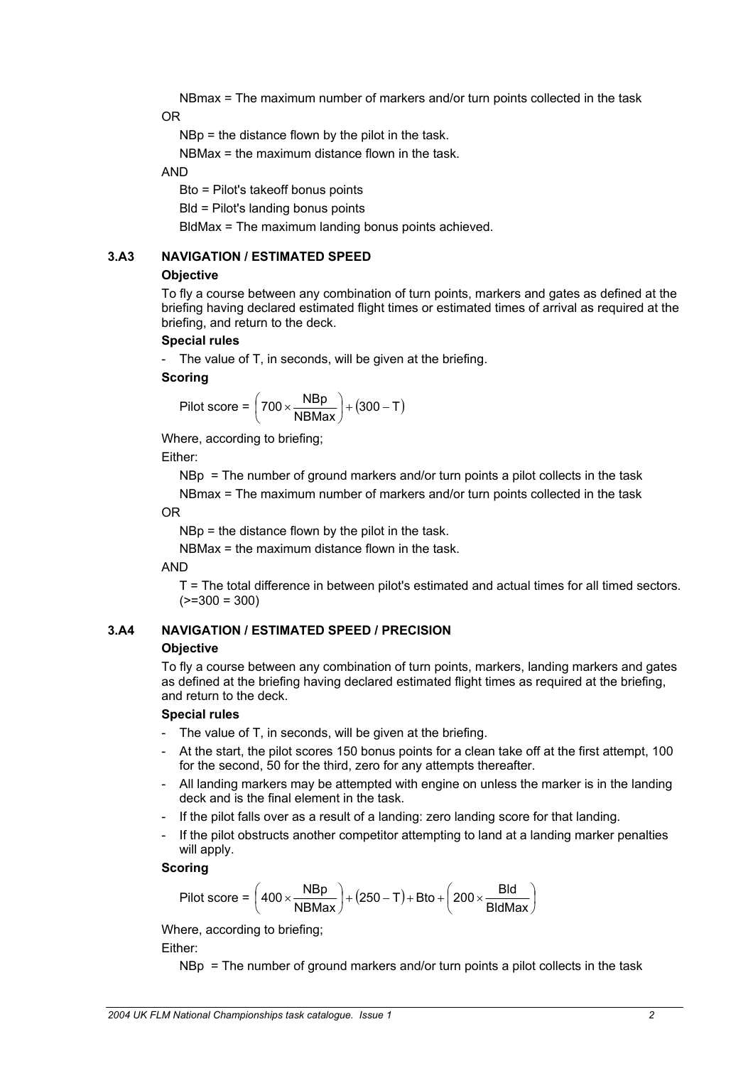NBmax = The maximum number of markers and/or turn points collected in the task

OR

NBp = the distance flown by the pilot in the task.

NBMax = the maximum distance flown in the task.

AND

Bto = Pilot's takeoff bonus points

Bld = Pilot's landing bonus points

BldMax = The maximum landing bonus points achieved.

### 3.A3 NAVIGATION / ESTIMATED SPEED

**Objective**

To fly a course between any combination of turn points, markers and gates as defined at the briefing having declared estimated flight times or estimated times of arrival as required at the briefing, and return to the deck.

**Special rules**

- The value of T, in seconds, will be given at the briefing.

**Scoring**

$$\text{Pilot score} = \left(700 \times \frac{\text{NBp}}{\text{NBMax}}\right) + (300 - \text{T})$$

Where, according to briefing;

Either:

NBp = The number of ground markers and/or turn points a pilot collects in the task

NBmax = The maximum number of markers and/or turn points collected in the task

OR

NBp = the distance flown by the pilot in the task.

NBMax = the maximum distance flown in the task.

AND

T = The total difference in between pilot's estimated and actual times for all timed sectors. (>=300 = 300)

### 3.A4 NAVIGATION / ESTIMATED SPEED / PRECISION

**Objective**

To fly a course between any combination of turn points, markers, landing markers and gates as defined at the briefing having declared estimated flight times as required at the briefing, and return to the deck.

**Special rules**

- The value of T, in seconds, will be given at the briefing.
- At the start, the pilot scores 150 bonus points for a clean take off at the first attempt, 100 for the second, 50 for the third, zero for any attempts thereafter.
- All landing markers may be attempted with engine on unless the marker is in the landing deck and is the final element in the task.
- If the pilot falls over as a result of a landing: zero landing score for that landing.
- If the pilot obstructs another competitor attempting to land at a landing marker penalties will apply.

**Scoring**

$$\text{Pilot score} = \left(400 \times \frac{\text{NBp}}{\text{NBMax}}\right) + (250 - \text{T}) + \text{Bto} + \left(200 \times \frac{\text{Bld}}{\text{BldMax}}\right)$$

Where, according to briefing;

Either:

NBp = The number of ground markers and/or turn points a pilot collects in the task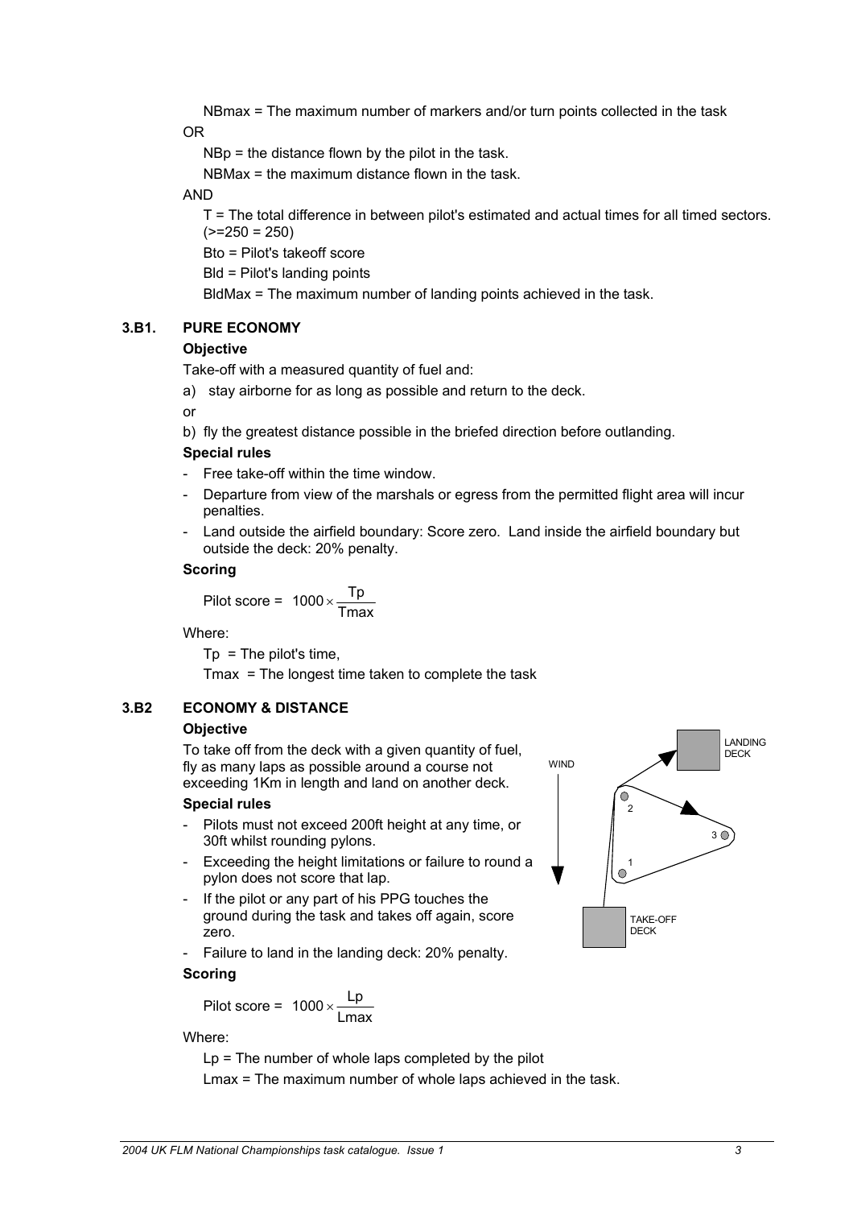NBmax = The maximum number of markers and/or turn points collected in the task

OR

NBp = the distance flown by the pilot in the task.

NBMax = the maximum distance flown in the task.

AND

T = The total difference in between pilot's estimated and actual times for all timed sectors. (>=250 = 250)

Bto = Pilot's takeoff score

Bld = Pilot's landing points

BldMax = The maximum number of landing points achieved in the task.

### 3.B1. PURE ECONOMY

**Objective**

Take-off with a measured quantity of fuel and:

a) stay airborne for as long as possible and return to the deck.

or

b) fly the greatest distance possible in the briefed direction before outlanding.

**Special rules**

- Free take-off within the time window.
- Departure from view of the marshals or egress from the permitted flight area will incur penalties.
- Land outside the airfield boundary: Score zero. Land inside the airfield boundary but outside the deck: 20% penalty.

**Scoring**

$$\text{Pilot score} = 1000 \times \frac{Tp}{Tmax}$$

Where:

Tp = The pilot's time,

Tmax = The longest time taken to complete the task

### 3.B2 ECONOMY & DISTANCE

**Objective**

To take off from the deck with a given quantity of fuel, fly as many laps as possible around a course not exceeding 1Km in length and land on another deck.

**Special rules**

- Pilots must not exceed 200ft height at any time, or 30ft whilst rounding pylons.
- Exceeding the height limitations or failure to round a pylon does not score that lap.
- If the pilot or any part of his PPG touches the ground during the task and takes off again, score zero.
- Failure to land in the landing deck: 20% penalty.

**Scoring**

$$\text{Pilot score} = 1000 \times \frac{Lp}{Lmax}$$

Where:

Lp = The number of whole laps completed by the pilot

Lmax = The maximum number of whole laps achieved in the task.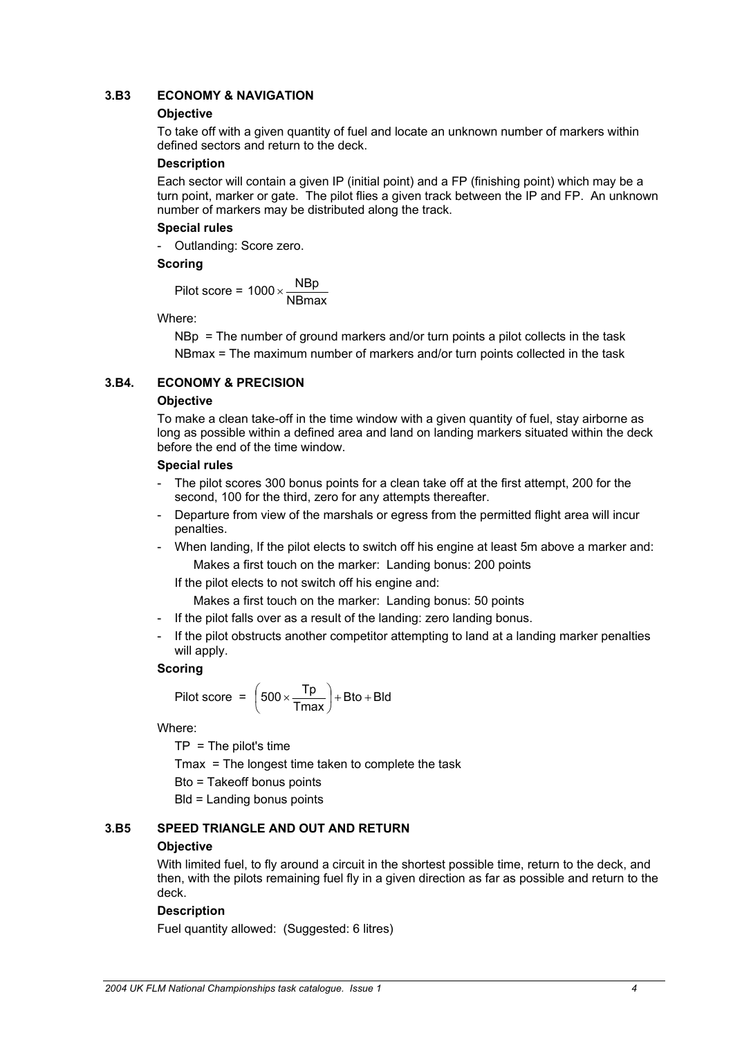### 3.B3 ECONOMY & NAVIGATION

**Objective**

To take off with a given quantity of fuel and locate an unknown number of markers within defined sectors and return to the deck.

**Description**

Each sector will contain a given IP (initial point) and a FP (finishing point) which may be a turn point, marker or gate. The pilot flies a given track between the IP and FP. An unknown number of markers may be distributed along the track.

**Special rules**

- Outlanding: Score zero.

**Scoring**

$$\text{Pilot score} = 1000 \times \frac{\text{NBp}}{\text{NBmax}}$$

Where:

NBp = The number of ground markers and/or turn points a pilot collects in the task

NBmax = The maximum number of markers and/or turn points collected in the task

### 3.B4. ECONOMY & PRECISION

**Objective**

To make a clean take-off in the time window with a given quantity of fuel, stay airborne as long as possible within a defined area and land on landing markers situated within the deck before the end of the time window.

**Special rules**

- The pilot scores 300 bonus points for a clean take off at the first attempt, 200 for the second, 100 for the third, zero for any attempts thereafter.
- Departure from view of the marshals or egress from the permitted flight area will incur penalties.
- When landing, If the pilot elects to switch off his engine at least 5m above a marker and:

  Makes a first touch on the marker: Landing bonus: 200 points

  If the pilot elects to not switch off his engine and:

  Makes a first touch on the marker: Landing bonus: 50 points
- If the pilot falls over as a result of the landing: zero landing bonus.
- If the pilot obstructs another competitor attempting to land at a landing marker penalties will apply.

**Scoring**

$$\text{Pilot score} = \left(500 \times \frac{\text{Tp}}{\text{Tmax}}\right) + \text{Bto} + \text{Bld}$$

Where:

TP = The pilot's time

Tmax = The longest time taken to complete the task

Bto = Takeoff bonus points

Bld = Landing bonus points

### 3.B5 SPEED TRIANGLE AND OUT AND RETURN

**Objective**

With limited fuel, to fly around a circuit in the shortest possible time, return to the deck, and then, with the pilots remaining fuel fly in a given direction as far as possible and return to the deck.

**Description**

Fuel quantity allowed: (Suggested: 6 litres)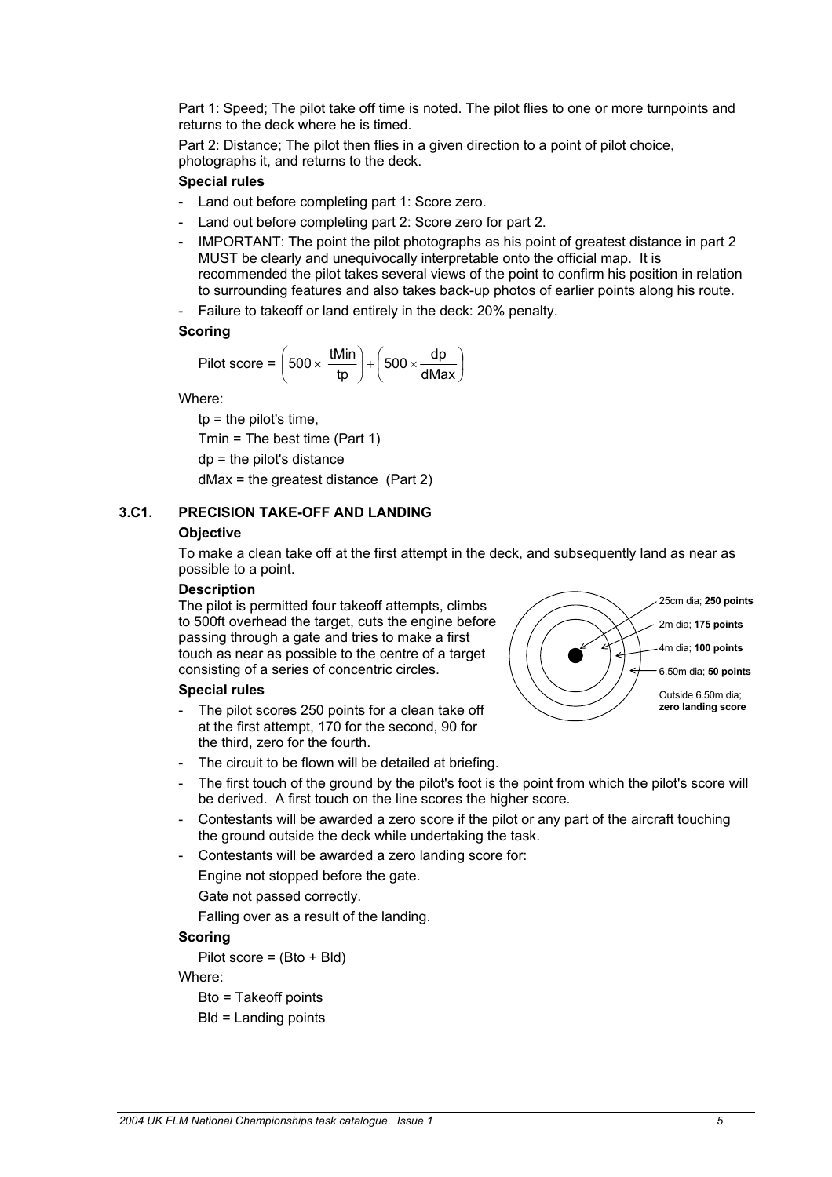Part 1: Speed; The pilot take off time is noted. The pilot flies to one or more turnpoints and returns to the deck where he is timed.

Part 2: Distance; The pilot then flies in a given direction to a point of pilot choice, photographs it, and returns to the deck.

**Special rules**

- Land out before completing part 1: Score zero.
- Land out before completing part 2: Score zero for part 2.
- IMPORTANT: The point the pilot photographs as his point of greatest distance in part 2 MUST be clearly and unequivocally interpretable onto the official map. It is recommended the pilot takes several views of the point to confirm his position in relation to surrounding features and also takes back-up photos of earlier points along his route.
- Failure to takeoff or land entirely in the deck: 20% penalty.

**Scoring**

$$\text{Pilot score} = \left(500 \times \frac{\text{tMin}}{\text{tp}}\right) + \left(500 \times \frac{\text{dp}}{\text{dMax}}\right)$$

Where:

tp = the pilot's time,

Tmin = The best time (Part 1)

dp = the pilot's distance

dMax = the greatest distance (Part 2)

## 3.C1. PRECISION TAKE-OFF AND LANDING

**Objective**

To make a clean take off at the first attempt in the deck, and subsequently land as near as possible to a point.

**Description**

The pilot is permitted four takeoff attempts, climbs to 500ft overhead the target, cuts the engine before passing through a gate and tries to make a first touch as near as possible to the centre of a target consisting of a series of concentric circles.

25cm dia; **250 points**

2m dia; **175 points**

4m dia; **100 points**

6.50m dia; **50 points**

Outside 6.50m dia; **zero landing score**

**Special rules**

- The pilot scores 250 points for a clean take off at the first attempt, 170 for the second, 90 for the third, zero for the fourth.
- The circuit to be flown will be detailed at briefing.
- The first touch of the ground by the pilot's foot is the point from which the pilot's score will be derived. A first touch on the line scores the higher score.
- Contestants will be awarded a zero score if the pilot or any part of the aircraft touching the ground outside the deck while undertaking the task.
- Contestants will be awarded a zero landing score for:

  Engine not stopped before the gate.

  Gate not passed correctly.

  Falling over as a result of the landing.

**Scoring**

Pilot score = (Bto + Bld)

Where:

Bto = Takeoff points

Bld = Landing points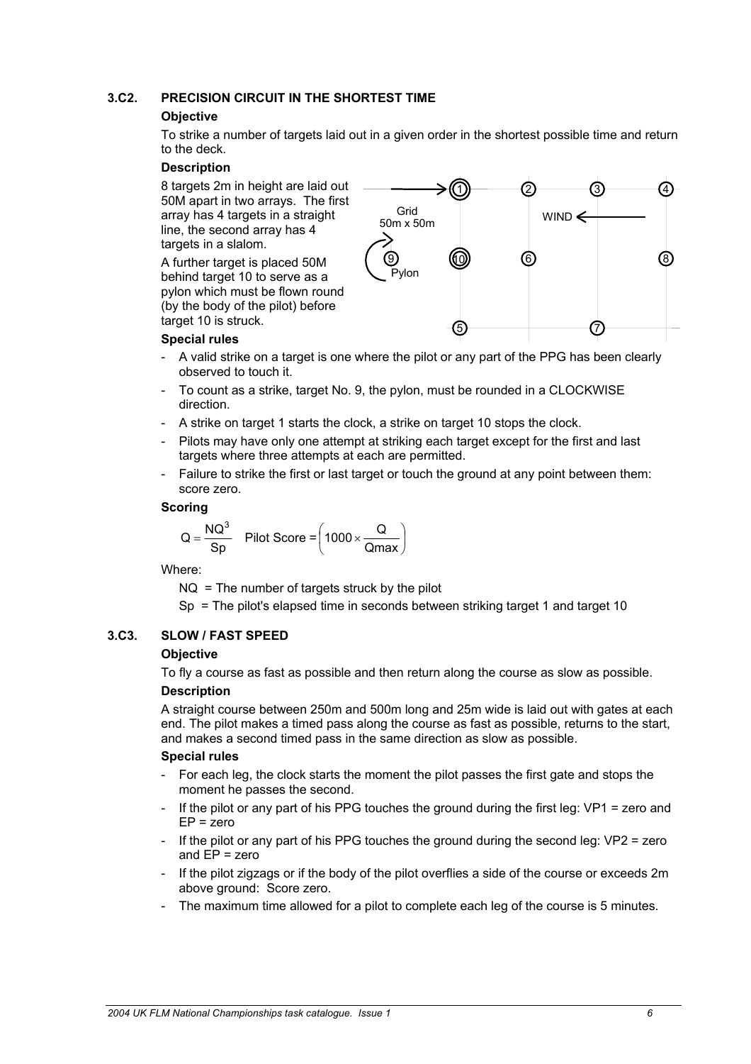## 3.C2. PRECISION CIRCUIT IN THE SHORTEST TIME

**Objective**

To strike a number of targets laid out in a given order in the shortest possible time and return to the deck.

**Description**

8 targets 2m in height are laid out 50M apart in two arrays. The first array has 4 targets in a straight line, the second array has 4 targets in a slalom.

A further target is placed 50M behind target 10 to serve as a pylon which must be flown round (by the body of the pilot) before target 10 is struck.

Grid 50m x 50m

WIND

Pylon

**Special rules**

- A valid strike on a target is one where the pilot or any part of the PPG has been clearly observed to touch it.
- To count as a strike, target No. 9, the pylon, must be rounded in a CLOCKWISE direction.
- A strike on target 1 starts the clock, a strike on target 10 stops the clock.
- Pilots may have only one attempt at striking each target except for the first and last targets where three attempts at each are permitted.
- Failure to strike the first or last target or touch the ground at any point between them: score zero.

**Scoring**

$$Q = \frac{NQ^3}{Sp} \quad \text{Pilot Score} = \left(1000 \times \frac{Q}{Qmax}\right)$$

Where:

NQ = The number of targets struck by the pilot

Sp = The pilot's elapsed time in seconds between striking target 1 and target 10

## 3.C3. SLOW / FAST SPEED

**Objective**

To fly a course as fast as possible and then return along the course as slow as possible.

**Description**

A straight course between 250m and 500m long and 25m wide is laid out with gates at each end. The pilot makes a timed pass along the course as fast as possible, returns to the start, and makes a second timed pass in the same direction as slow as possible.

**Special rules**

- For each leg, the clock starts the moment the pilot passes the first gate and stops the moment he passes the second.
- If the pilot or any part of his PPG touches the ground during the first leg: VP1 = zero and EP = zero
- If the pilot or any part of his PPG touches the ground during the second leg: VP2 = zero and EP = zero
- If the pilot zigzags or if the body of the pilot overflies a side of the course or exceeds 2m above ground: Score zero.
- The maximum time allowed for a pilot to complete each leg of the course is 5 minutes.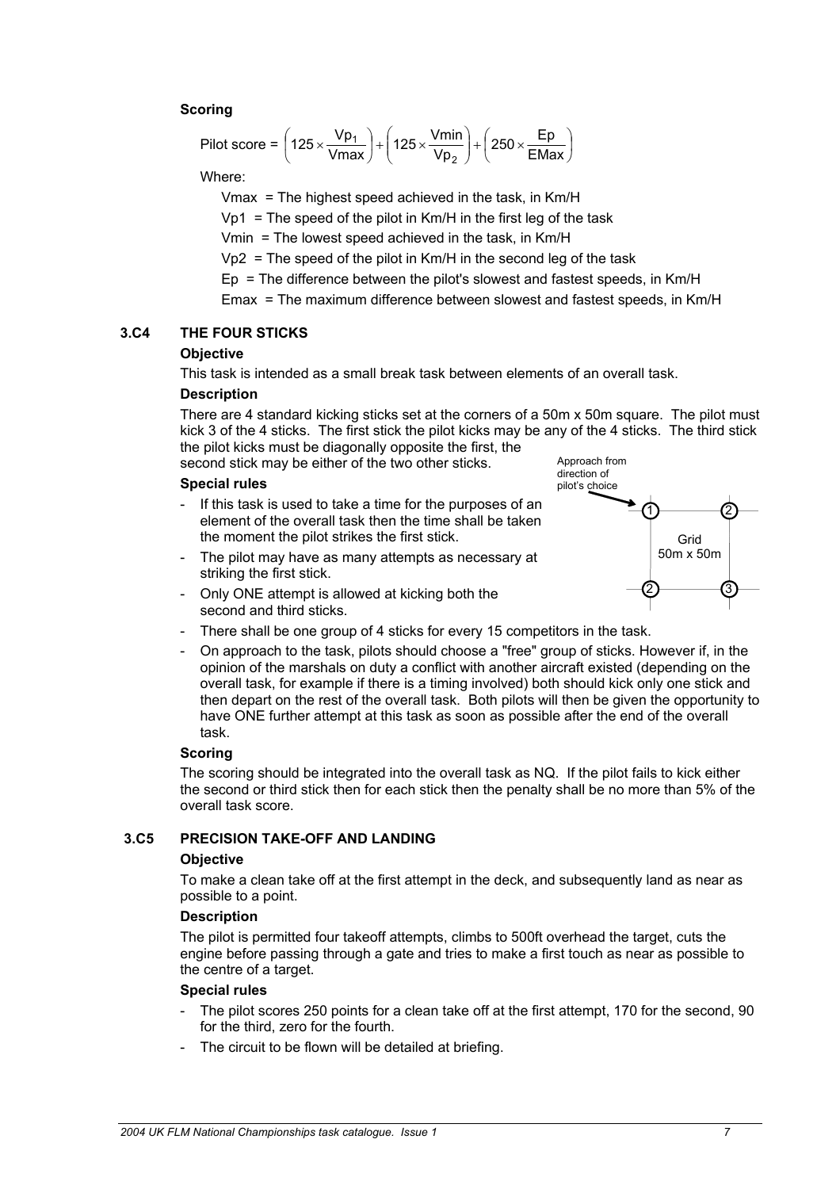**Scoring**

$$\text{Pilot score} = \left(125 \times \frac{Vp_1}{Vmax}\right) + \left(125 \times \frac{Vmin}{Vp_2}\right) + \left(250 \times \frac{Ep}{EMax}\right)$$

Where:

Vmax = The highest speed achieved in the task, in Km/H

Vp1 = The speed of the pilot in Km/H in the first leg of the task

Vmin = The lowest speed achieved in the task, in Km/H

Vp2 = The speed of the pilot in Km/H in the second leg of the task

Ep = The difference between the pilot's slowest and fastest speeds, in Km/H

Emax = The maximum difference between slowest and fastest speeds, in Km/H

## 3.C4 THE FOUR STICKS

**Objective**

This task is intended as a small break task between elements of an overall task.

**Description**

There are 4 standard kicking sticks set at the corners of a 50m x 50m square. The pilot must kick 3 of the 4 sticks. The first stick the pilot kicks may be any of the 4 sticks. The third stick the pilot kicks must be diagonally opposite the first, the second stick may be either of the two other sticks.

Approach from direction of pilot's choice

Grid 50m x 50m

**Special rules**

- If this task is used to take a time for the purposes of an element of the overall task then the time shall be taken the moment the pilot strikes the first stick.
- The pilot may have as many attempts as necessary at striking the first stick.
- Only ONE attempt is allowed at kicking both the second and third sticks.
- There shall be one group of 4 sticks for every 15 competitors in the task.
- On approach to the task, pilots should choose a "free" group of sticks. However if, in the opinion of the marshals on duty a conflict with another aircraft existed (depending on the overall task, for example if there is a timing involved) both should kick only one stick and then depart on the rest of the overall task. Both pilots will then be given the opportunity to have ONE further attempt at this task as soon as possible after the end of the overall task.

**Scoring**

The scoring should be integrated into the overall task as NQ. If the pilot fails to kick either the second or third stick then for each stick then the penalty shall be no more than 5% of the overall task score.

## 3.C5 PRECISION TAKE-OFF AND LANDING

**Objective**

To make a clean take off at the first attempt in the deck, and subsequently land as near as possible to a point.

**Description**

The pilot is permitted four takeoff attempts, climbs to 500ft overhead the target, cuts the engine before passing through a gate and tries to make a first touch as near as possible to the centre of a target.

**Special rules**

- The pilot scores 250 points for a clean take off at the first attempt, 170 for the second, 90 for the third, zero for the fourth.
- The circuit to be flown will be detailed at briefing.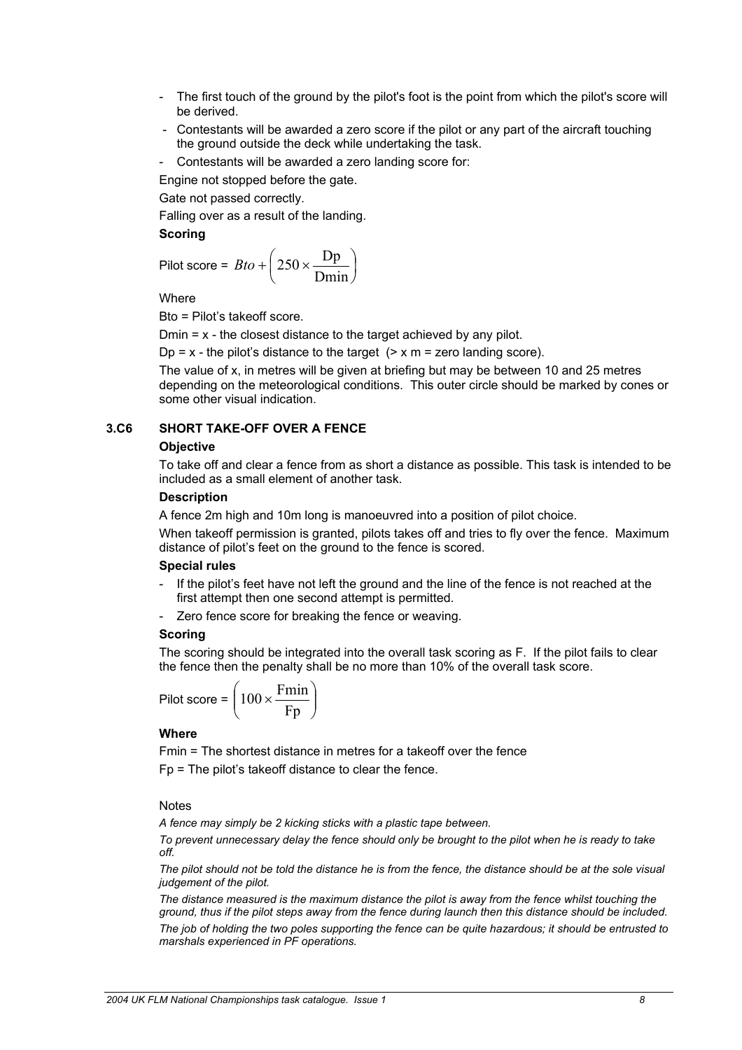- The first touch of the ground by the pilot's foot is the point from which the pilot's score will be derived.
- Contestants will be awarded a zero score if the pilot or any part of the aircraft touching the ground outside the deck while undertaking the task.
- Contestants will be awarded a zero landing score for:

Engine not stopped before the gate.

Gate not passed correctly.

Falling over as a result of the landing.

**Scoring**

Pilot score = $Bto + \left(250 \times \frac{\mathrm{Dp}}{\mathrm{Dmin}}\right)$

Where

Bto = Pilot's takeoff score.

Dmin = x - the closest distance to the target achieved by any pilot.

Dp = x - the pilot's distance to the target (> x m = zero landing score).

The value of x, in metres will be given at briefing but may be between 10 and 25 metres depending on the meteorological conditions. This outer circle should be marked by cones or some other visual indication.

## 3.C6 SHORT TAKE-OFF OVER A FENCE

**Objective**

To take off and clear a fence from as short a distance as possible. This task is intended to be included as a small element of another task.

**Description**

A fence 2m high and 10m long is manoeuvred into a position of pilot choice.

When takeoff permission is granted, pilots takes off and tries to fly over the fence. Maximum distance of pilot's feet on the ground to the fence is scored.

**Special rules**

- If the pilot's feet have not left the ground and the line of the fence is not reached at the first attempt then one second attempt is permitted.
- Zero fence score for breaking the fence or weaving.

**Scoring**

The scoring should be integrated into the overall task scoring as F. If the pilot fails to clear the fence then the penalty shall be no more than 10% of the overall task score.

Pilot score = $\left(100 \times \frac{\mathrm{Fmin}}{\mathrm{Fp}}\right)$

**Where**

Fmin = The shortest distance in metres for a takeoff over the fence

Fp = The pilot's takeoff distance to clear the fence.

Notes

*A fence may simply be 2 kicking sticks with a plastic tape between.*

*To prevent unnecessary delay the fence should only be brought to the pilot when he is ready to take off.*

*The pilot should not be told the distance he is from the fence, the distance should be at the sole visual judgement of the pilot.*

*The distance measured is the maximum distance the pilot is away from the fence whilst touching the ground, thus if the pilot steps away from the fence during launch then this distance should be included.*

*The job of holding the two poles supporting the fence can be quite hazardous; it should be entrusted to marshals experienced in PF operations.*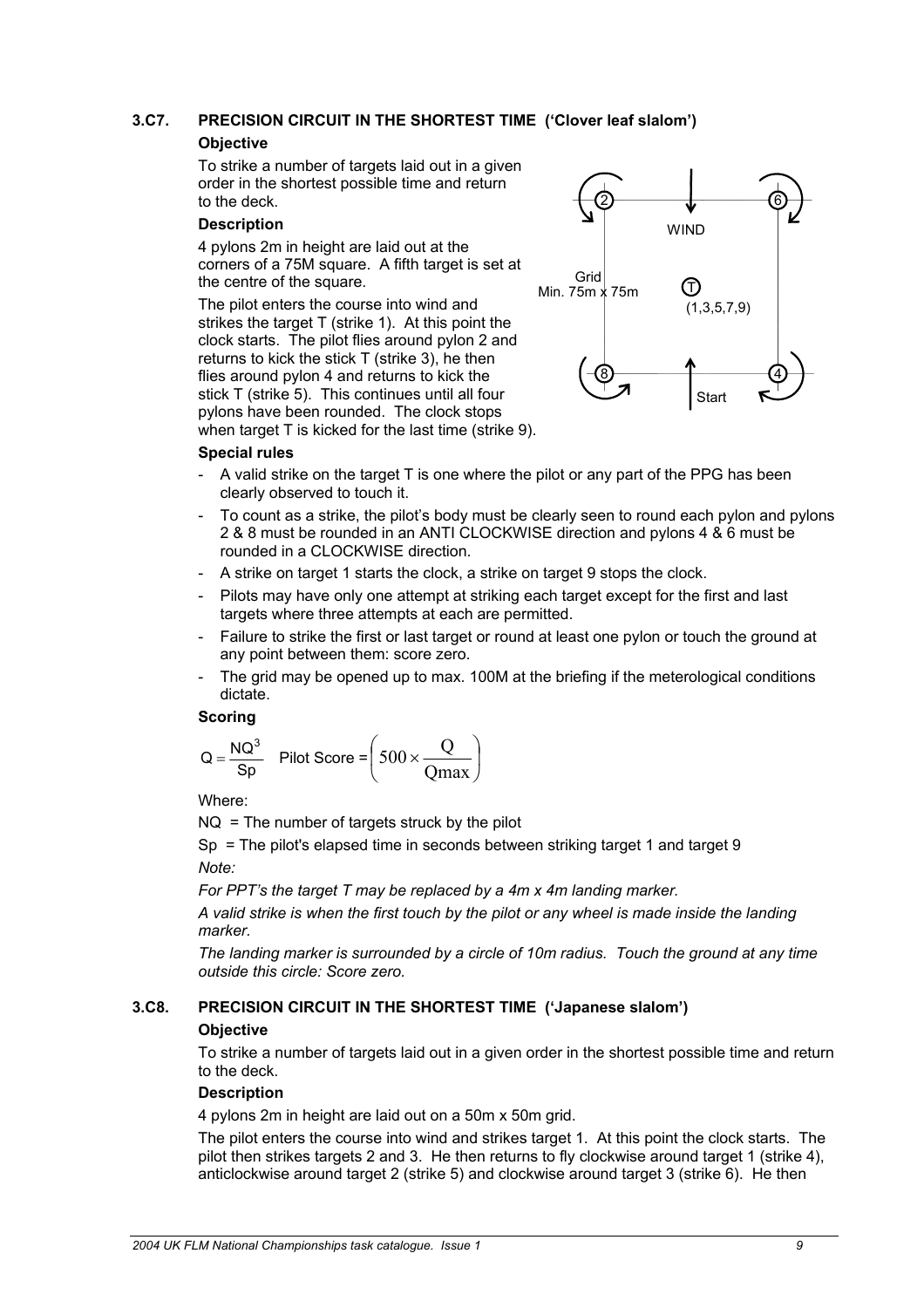### 3.C7. PRECISION CIRCUIT IN THE SHORTEST TIME ('Clover leaf slalom')

**Objective**

To strike a number of targets laid out in a given order in the shortest possible time and return to the deck.

**Description**

4 pylons 2m in height are laid out at the corners of a 75M square. A fifth target is set at the centre of the square.

The pilot enters the course into wind and strikes the target T (strike 1). At this point the clock starts. The pilot flies around pylon 2 and returns to kick the stick T (strike 3), he then flies around pylon 4 and returns to kick the stick T (strike 5). This continues until all four pylons have been rounded. The clock stops when target T is kicked for the last time (strike 9).

**Special rules**

- A valid strike on the target T is one where the pilot or any part of the PPG has been clearly observed to touch it.
- To count as a strike, the pilot's body must be clearly seen to round each pylon and pylons 2 & 8 must be rounded in an ANTI CLOCKWISE direction and pylons 4 & 6 must be rounded in a CLOCKWISE direction.
- A strike on target 1 starts the clock, a strike on target 9 stops the clock.
- Pilots may have only one attempt at striking each target except for the first and last targets where three attempts at each are permitted.
- Failure to strike the first or last target or round at least one pylon or touch the ground at any point between them: score zero.
- The grid may be opened up to max. 100M at the briefing if the meterological conditions dictate.

**Scoring**

$$Q = \frac{NQ^3}{Sp} \quad \text{Pilot Score} = \left(500 \times \frac{Q}{Qmax}\right)$$

Where:

NQ = The number of targets struck by the pilot

Sp = The pilot's elapsed time in seconds between striking target 1 and target 9

*Note:*

*For PPT's the target T may be replaced by a 4m x 4m landing marker.*

*A valid strike is when the first touch by the pilot or any wheel is made inside the landing marker.*

*The landing marker is surrounded by a circle of 10m radius. Touch the ground at any time outside this circle: Score zero.*

### 3.C8. PRECISION CIRCUIT IN THE SHORTEST TIME ('Japanese slalom')

**Objective**

To strike a number of targets laid out in a given order in the shortest possible time and return to the deck.

**Description**

4 pylons 2m in height are laid out on a 50m x 50m grid.

The pilot enters the course into wind and strikes target 1. At this point the clock starts. The pilot then strikes targets 2 and 3. He then returns to fly clockwise around target 1 (strike 4), anticlockwise around target 2 (strike 5) and clockwise around target 3 (strike 6). He then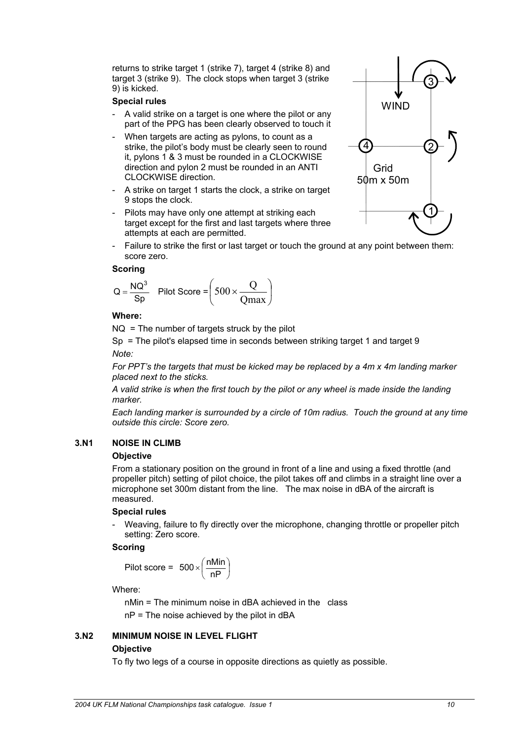returns to strike target 1 (strike 7), target 4 (strike 8) and target 3 (strike 9). The clock stops when target 3 (strike 9) is kicked.

**Special rules**

- A valid strike on a target is one where the pilot or any part of the PPG has been clearly observed to touch it
- When targets are acting as pylons, to count as a strike, the pilot's body must be clearly seen to round it, pylons 1 & 3 must be rounded in a CLOCKWISE direction and pylon 2 must be rounded in an ANTI CLOCKWISE direction.
- A strike on target 1 starts the clock, a strike on target 9 stops the clock.
- Pilots may have only one attempt at striking each target except for the first and last targets where three attempts at each are permitted.
- Failure to strike the first or last target or touch the ground at any point between them: score zero.

**Scoring**

$Q = \frac{NQ^3}{Sp}$ Pilot Score = $\left(500 \times \frac{Q}{Qmax}\right)$

**Where:**

NQ = The number of targets struck by the pilot

Sp = The pilot's elapsed time in seconds between striking target 1 and target 9

*Note:*

*For PPT's the targets that must be kicked may be replaced by a 4m x 4m landing marker placed next to the sticks.*

*A valid strike is when the first touch by the pilot or any wheel is made inside the landing marker.*

*Each landing marker is surrounded by a circle of 10m radius. Touch the ground at any time outside this circle: Score zero.*

## 3.N1 NOISE IN CLIMB

**Objective**

From a stationary position on the ground in front of a line and using a fixed throttle (and propeller pitch) setting of pilot choice, the pilot takes off and climbs in a straight line over a microphone set 300m distant from the line. The max noise in dBA of the aircraft is measured.

**Special rules**

- Weaving, failure to fly directly over the microphone, changing throttle or propeller pitch setting: Zero score.

**Scoring**

Pilot score = $500 \times \left(\frac{nMin}{nP}\right)$

Where:

nMin = The minimum noise in dBA achieved in the class

nP = The noise achieved by the pilot in dBA

## 3.N2 MINIMUM NOISE IN LEVEL FLIGHT

**Objective**

To fly two legs of a course in opposite directions as quietly as possible.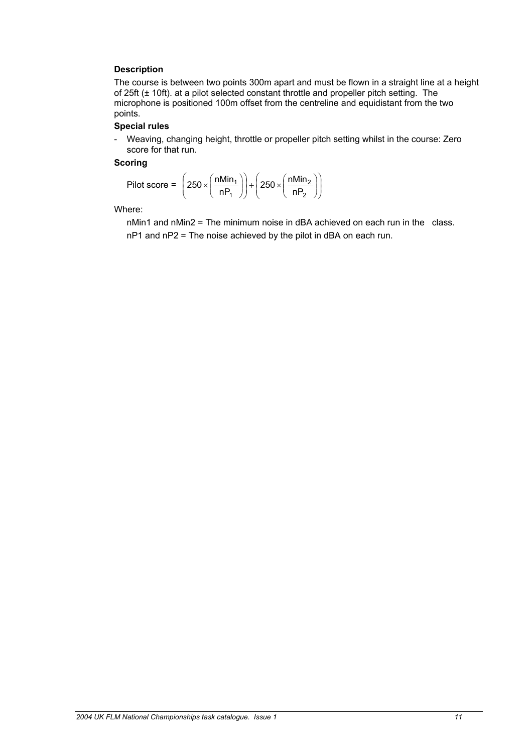**Description**

The course is between two points 300m apart and must be flown in a straight line at a height of 25ft (± 10ft). at a pilot selected constant throttle and propeller pitch setting. The microphone is positioned 100m offset from the centreline and equidistant from the two points.

**Special rules**

- Weaving, changing height, throttle or propeller pitch setting whilst in the course: Zero score for that run.

**Scoring**

$$\text{Pilot score} = \left(250 \times \left(\frac{nMin_1}{nP_1}\right)\right) + \left(250 \times \left(\frac{nMin_2}{nP_2}\right)\right)$$

Where:

nMin1 and nMin2 = The minimum noise in dBA achieved on each run in the class.

nP1 and nP2 = The noise achieved by the pilot in dBA on each run.